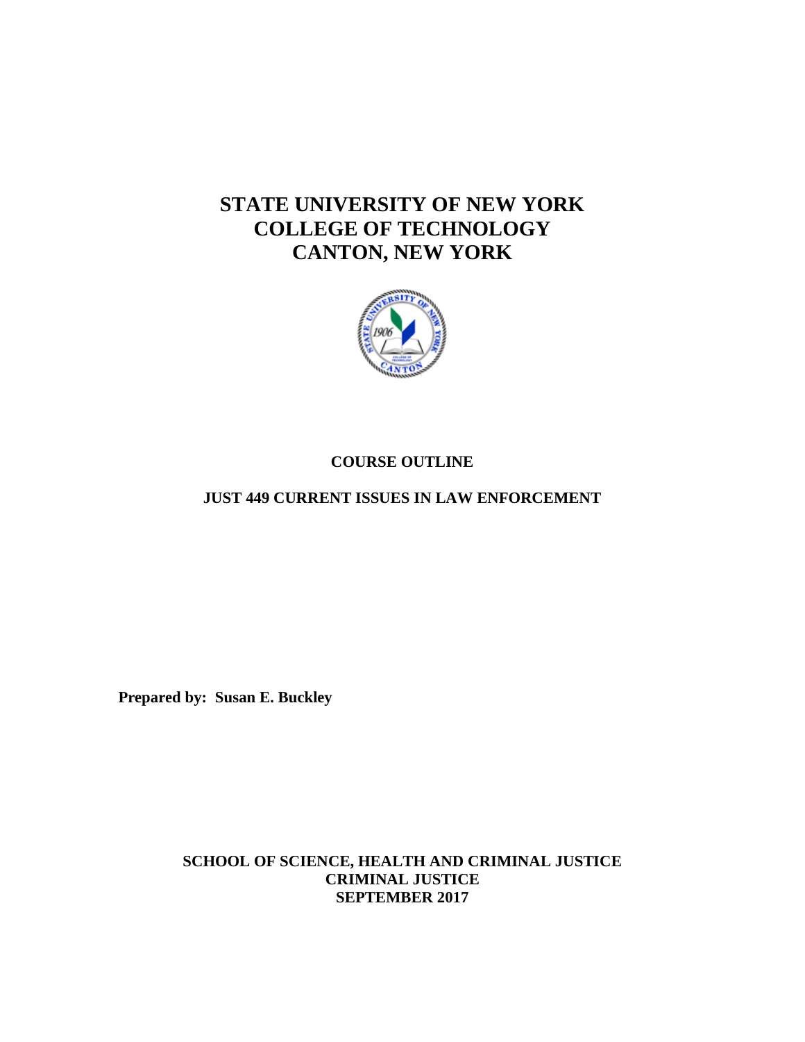# STATE UNIVERSITY OF NEW YORK
# COLLEGE OF TECHNOLOGY
# CANTON, NEW YORK

## COURSE OUTLINE

## JUST 449 CURRENT ISSUES IN LAW ENFORCEMENT

**Prepared by: Susan E. Buckley**

**SCHOOL OF SCIENCE, HEALTH AND CRIMINAL JUSTICE**
**CRIMINAL JUSTICE**
**SEPTEMBER 2017**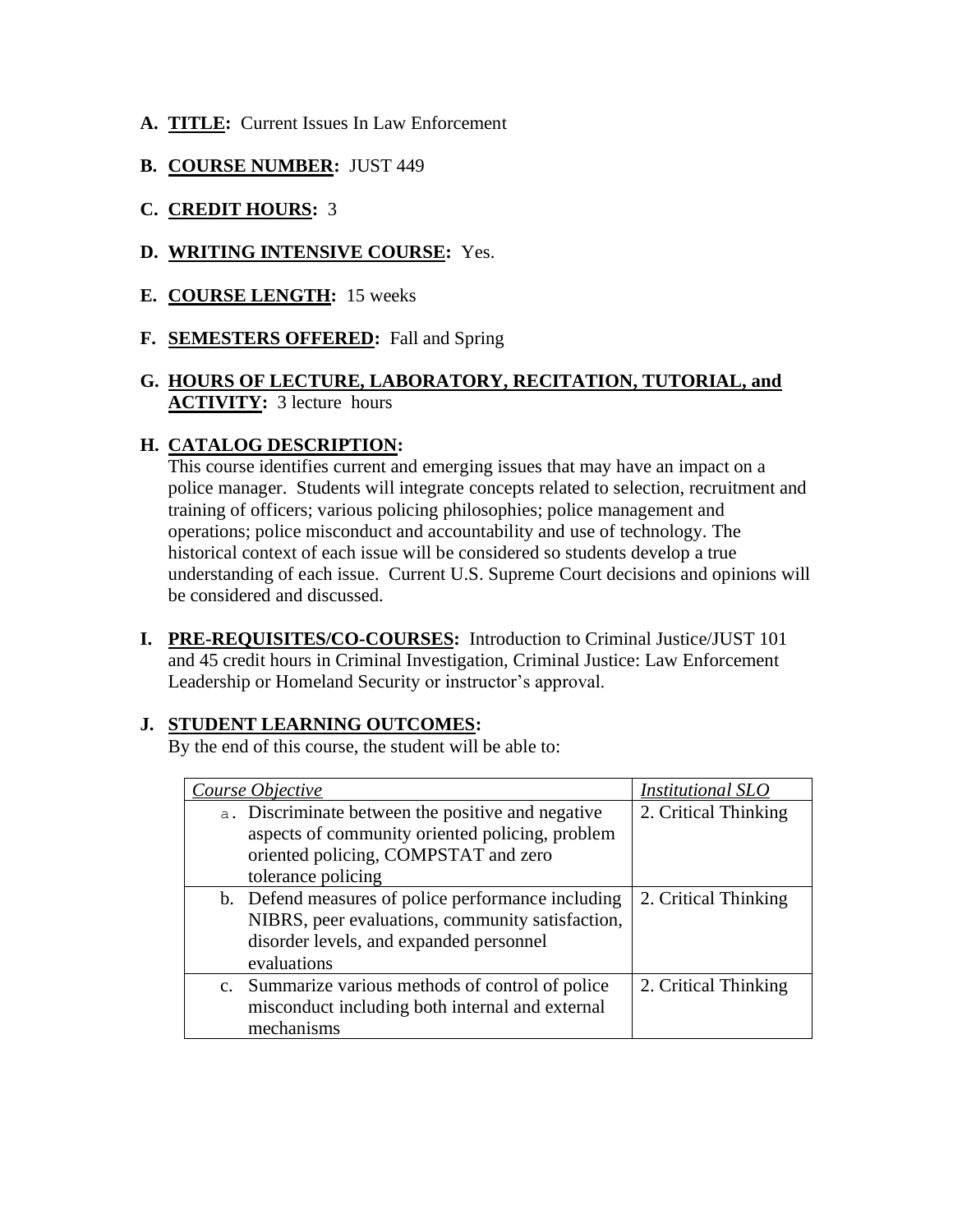**A. TITLE:** Current Issues In Law Enforcement

**B. COURSE NUMBER:** JUST 449

**C. CREDIT HOURS:** 3

**D. WRITING INTENSIVE COURSE:** Yes.

**E. COURSE LENGTH:** 15 weeks

**F. SEMESTERS OFFERED:** Fall and Spring

**G. HOURS OF LECTURE, LABORATORY, RECITATION, TUTORIAL, and ACTIVITY:** 3 lecture hours

**H. CATALOG DESCRIPTION:**

This course identifies current and emerging issues that may have an impact on a police manager. Students will integrate concepts related to selection, recruitment and training of officers; various policing philosophies; police management and operations; police misconduct and accountability and use of technology. The historical context of each issue will be considered so students develop a true understanding of each issue. Current U.S. Supreme Court decisions and opinions will be considered and discussed.

**I. PRE-REQUISITES/CO-COURSES:** Introduction to Criminal Justice/JUST 101 and 45 credit hours in Criminal Investigation, Criminal Justice: Law Enforcement Leadership or Homeland Security or instructor's approval.

**J. STUDENT LEARNING OUTCOMES:**

By the end of this course, the student will be able to:

| *Course Objective* | *Institutional SLO* |
|---|---|
| a. Discriminate between the positive and negative aspects of community oriented policing, problem oriented policing, COMPSTAT and zero tolerance policing | 2. Critical Thinking |
| b. Defend measures of police performance including NIBRS, peer evaluations, community satisfaction, disorder levels, and expanded personnel evaluations | 2. Critical Thinking |
| c. Summarize various methods of control of police misconduct including both internal and external mechanisms | 2. Critical Thinking |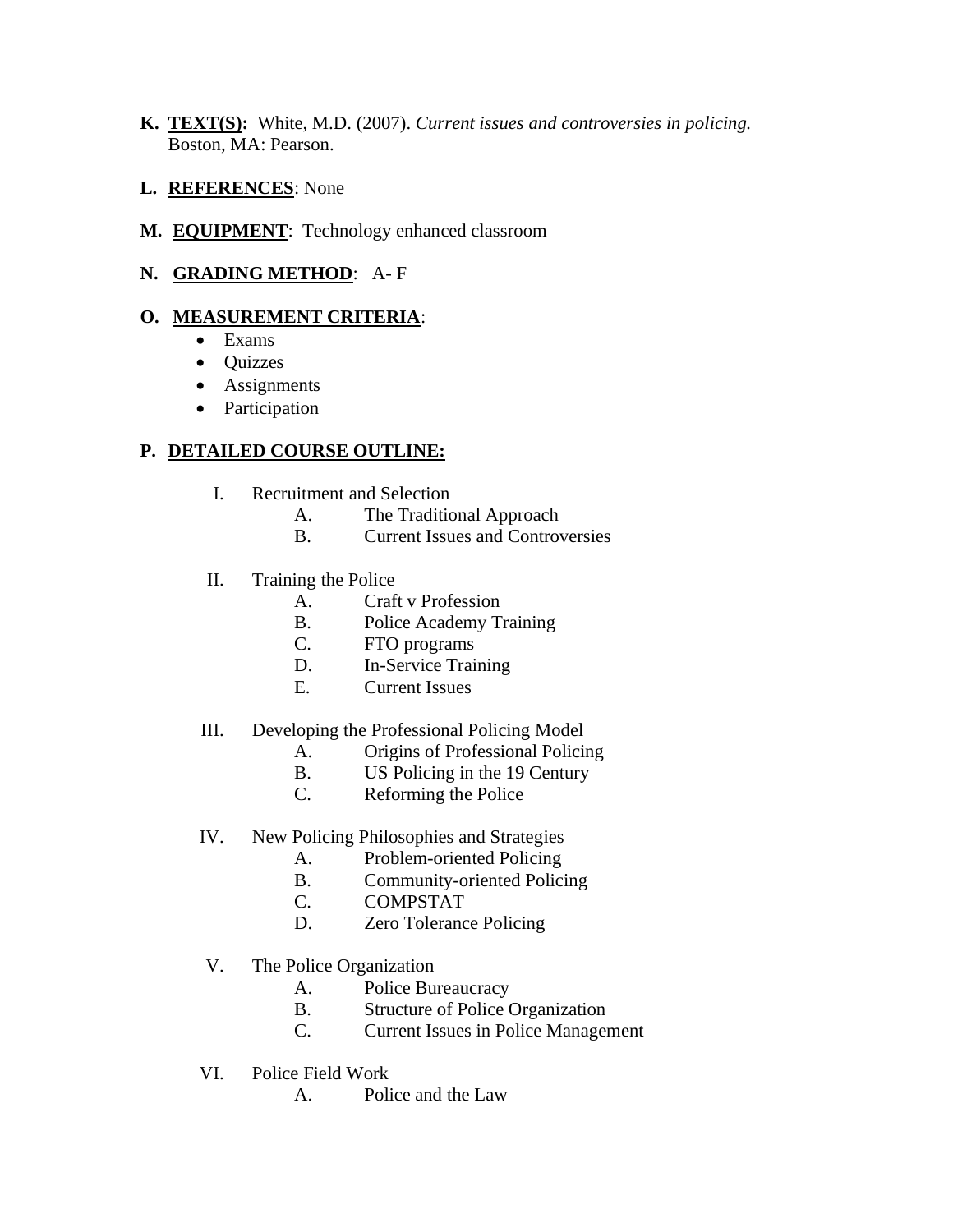**K. <u>TEXT(S):</u>** White, M.D. (2007). *Current issues and controversies in policing.* Boston, MA: Pearson.

**L. <u>REFERENCES</u>**: None

**M. <u>EQUIPMENT</u>**: Technology enhanced classroom

**N. <u>GRADING METHOD</u>**: A- F

**O. <u>MEASUREMENT CRITERIA</u>**:

- Exams
- Quizzes
- Assignments
- Participation

**P. <u>DETAILED COURSE OUTLINE:</u>**

I. Recruitment and Selection
   - A. The Traditional Approach
   - B. Current Issues and Controversies

II. Training the Police
   - A. Craft v Profession
   - B. Police Academy Training
   - C. FTO programs
   - D. In-Service Training
   - E. Current Issues

III. Developing the Professional Policing Model
   - A. Origins of Professional Policing
   - B. US Policing in the 19 Century
   - C. Reforming the Police

IV. New Policing Philosophies and Strategies
   - A. Problem-oriented Policing
   - B. Community-oriented Policing
   - C. COMPSTAT
   - D. Zero Tolerance Policing

V. The Police Organization
   - A. Police Bureaucracy
   - B. Structure of Police Organization
   - C. Current Issues in Police Management

VI. Police Field Work
   - A. Police and the Law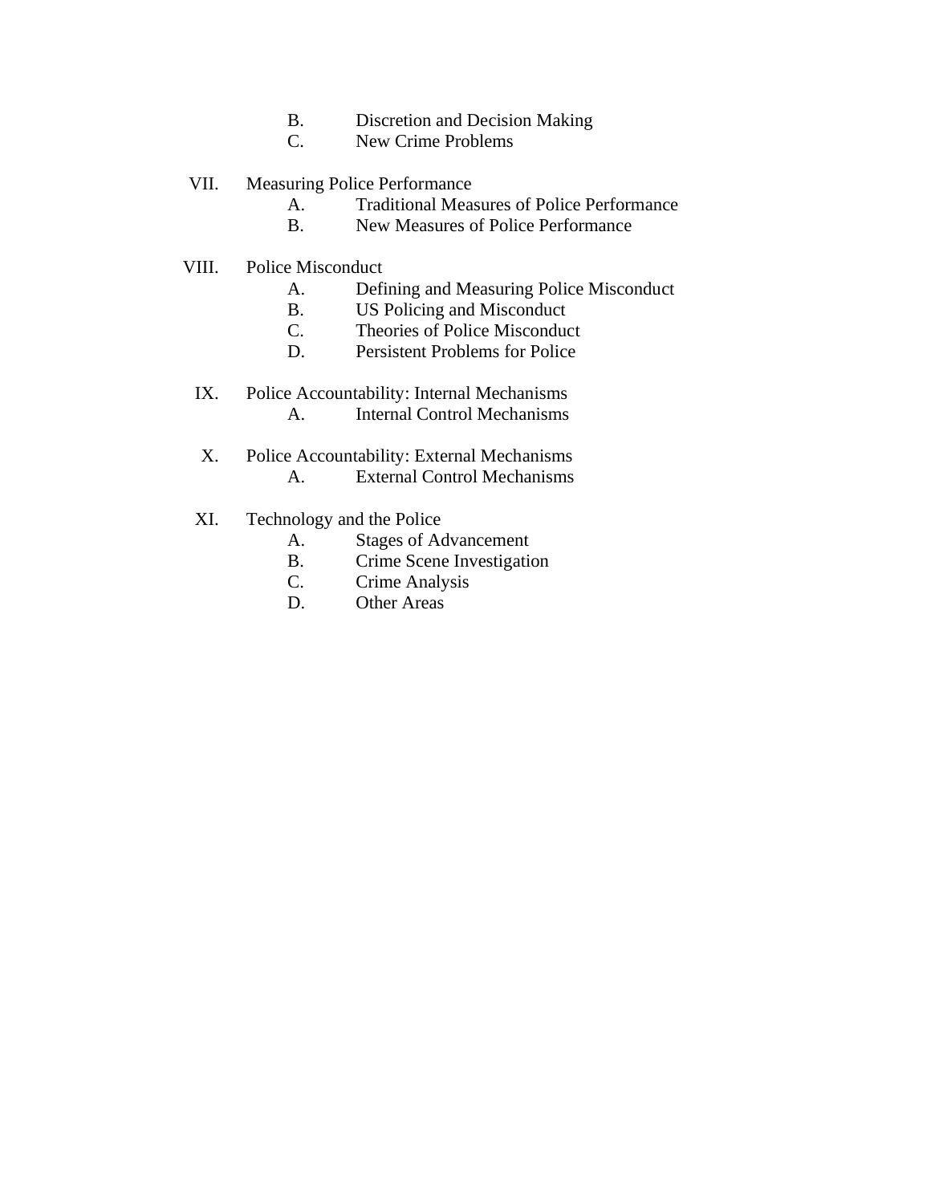B. Discretion and Decision Making
C. New Crime Problems

VII. Measuring Police Performance
A. Traditional Measures of Police Performance
B. New Measures of Police Performance

VIII. Police Misconduct
A. Defining and Measuring Police Misconduct
B. US Policing and Misconduct
C. Theories of Police Misconduct
D. Persistent Problems for Police

IX. Police Accountability: Internal Mechanisms
A. Internal Control Mechanisms

X. Police Accountability: External Mechanisms
A. External Control Mechanisms

XI. Technology and the Police
A. Stages of Advancement
B. Crime Scene Investigation
C. Crime Analysis
D. Other Areas